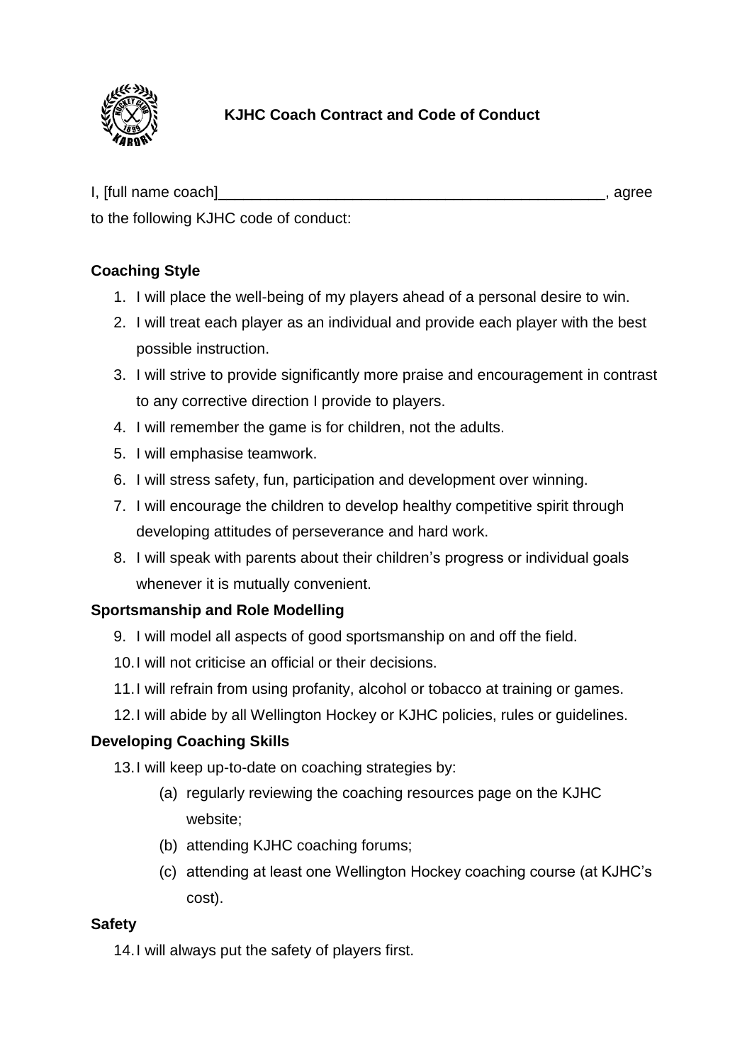# KJHC Coach Contract and Code of Conduct

I, [full name coach]_______________________________________________, agree to the following KJHC code of conduct:

### Coaching Style

1. I will place the well-being of my players ahead of a personal desire to win.
2. I will treat each player as an individual and provide each player with the best possible instruction.
3. I will strive to provide significantly more praise and encouragement in contrast to any corrective direction I provide to players.
4. I will remember the game is for children, not the adults.
5. I will emphasise teamwork.
6. I will stress safety, fun, participation and development over winning.
7. I will encourage the children to develop healthy competitive spirit through developing attitudes of perseverance and hard work.
8. I will speak with parents about their children's progress or individual goals whenever it is mutually convenient.

### Sportsmanship and Role Modelling

9. I will model all aspects of good sportsmanship on and off the field.
10. I will not criticise an official or their decisions.
11. I will refrain from using profanity, alcohol or tobacco at training or games.
12. I will abide by all Wellington Hockey or KJHC policies, rules or guidelines.

### Developing Coaching Skills

13. I will keep up-to-date on coaching strategies by:
    (a) regularly reviewing the coaching resources page on the KJHC website;
    (b) attending KJHC coaching forums;
    (c) attending at least one Wellington Hockey coaching course (at KJHC's cost).

### Safety

14. I will always put the safety of players first.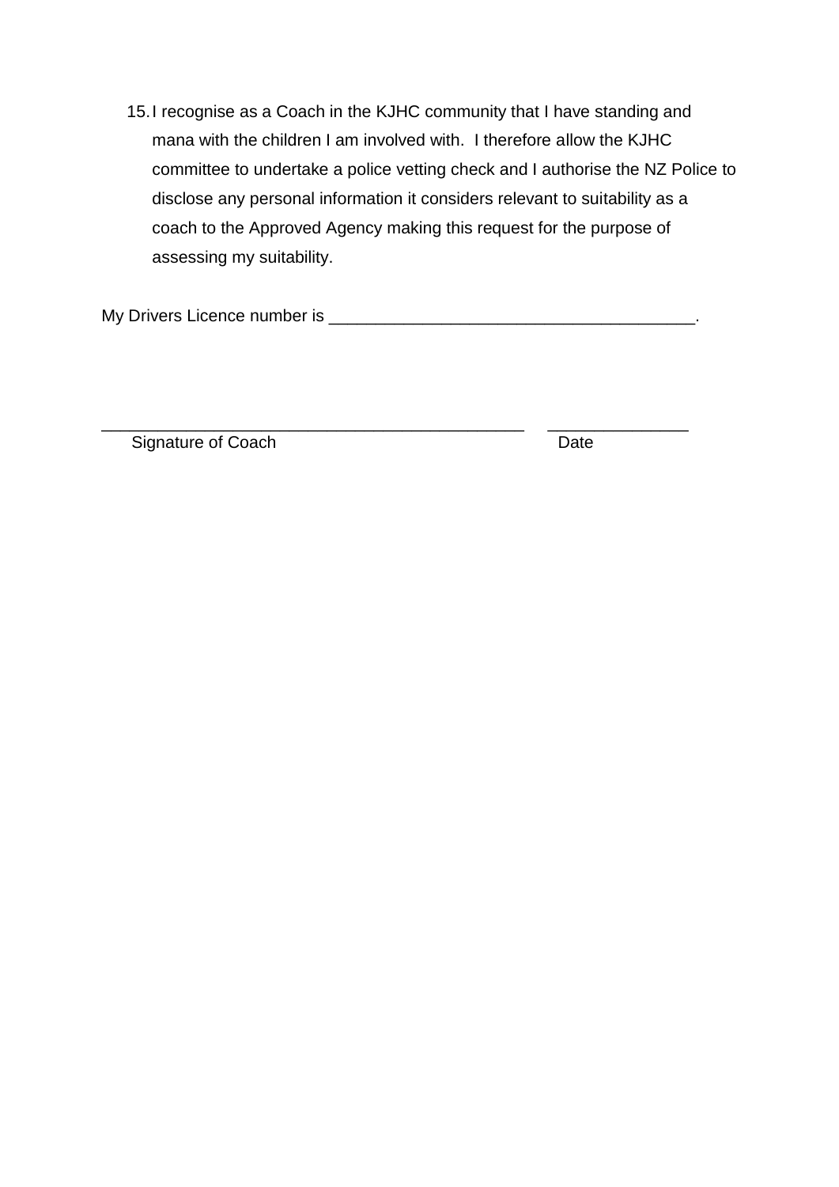15. I recognise as a Coach in the KJHC community that I have standing and mana with the children I am involved with.  I therefore allow the KJHC committee to undertake a police vetting check and I authorise the NZ Police to disclose any personal information it considers relevant to suitability as a coach to the Approved Agency making this request for the purpose of assessing my suitability.

My Drivers Licence number is _______________________________________.

_______________________________________________     _______________

Signature of Coach                                                                   Date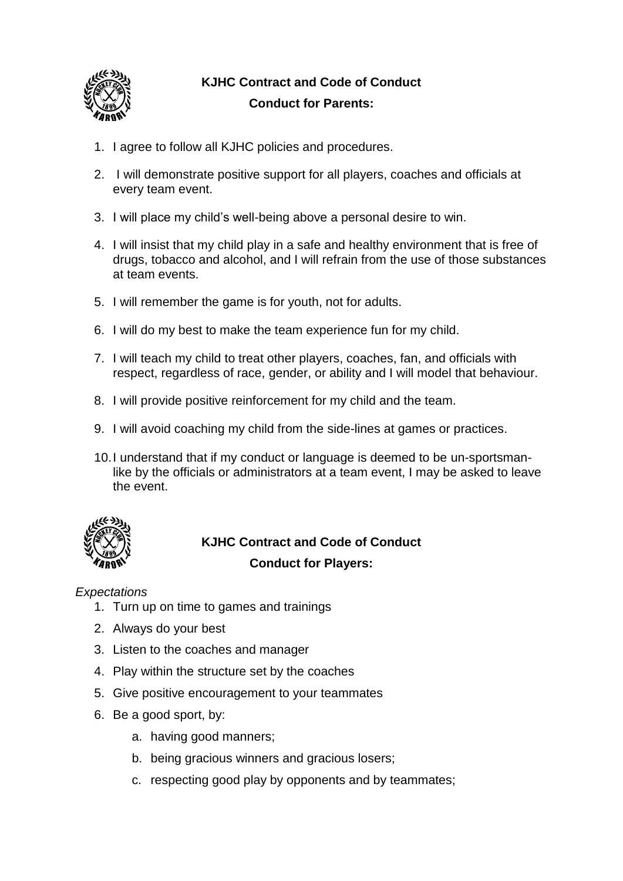## KJHC Contract and Code of Conduct

### Conduct for Parents:

1. I agree to follow all KJHC policies and procedures.
2. I will demonstrate positive support for all players, coaches and officials at every team event.
3. I will place my child's well-being above a personal desire to win.
4. I will insist that my child play in a safe and healthy environment that is free of drugs, tobacco and alcohol, and I will refrain from the use of those substances at team events.
5. I will remember the game is for youth, not for adults.
6. I will do my best to make the team experience fun for my child.
7. I will teach my child to treat other players, coaches, fan, and officials with respect, regardless of race, gender, or ability and I will model that behaviour.
8. I will provide positive reinforcement for my child and the team.
9. I will avoid coaching my child from the side-lines at games or practices.
10. I understand that if my conduct or language is deemed to be un-sportsman-like by the officials or administrators at a team event, I may be asked to leave the event.

## KJHC Contract and Code of Conduct

### Conduct for Players:

*Expectations*

1. Turn up on time to games and trainings
2. Always do your best
3. Listen to the coaches and manager
4. Play within the structure set by the coaches
5. Give positive encouragement to your teammates
6. Be a good sport, by:
    a. having good manners;
    b. being gracious winners and gracious losers;
    c. respecting good play by opponents and by teammates;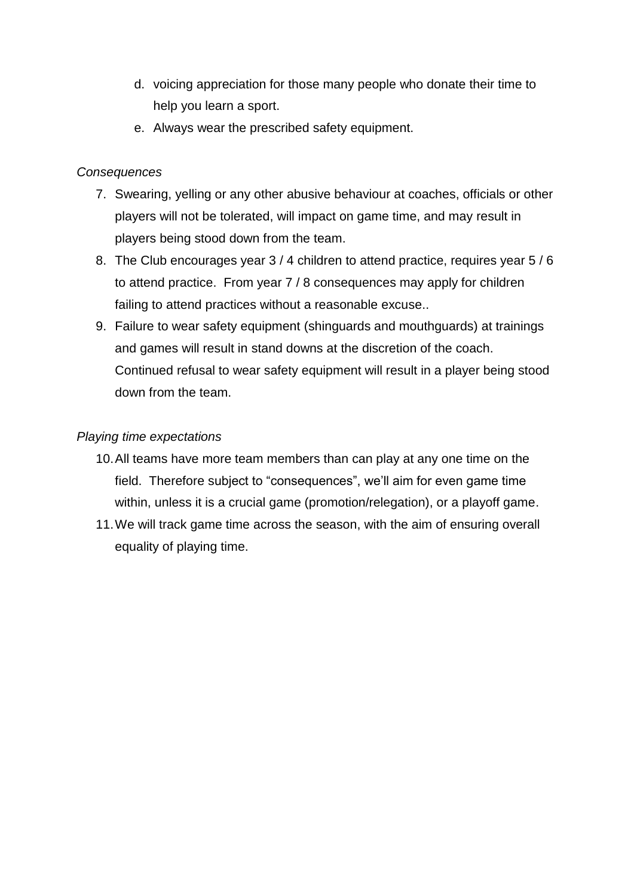d. voicing appreciation for those many people who donate their time to help you learn a sport.
e. Always wear the prescribed safety equipment.

*Consequences*

7. Swearing, yelling or any other abusive behaviour at coaches, officials or other players will not be tolerated, will impact on game time, and may result in players being stood down from the team.
8. The Club encourages year 3 / 4 children to attend practice, requires year 5 / 6 to attend practice. From year 7 / 8 consequences may apply for children failing to attend practices without a reasonable excuse..
9. Failure to wear safety equipment (shinguards and mouthguards) at trainings and games will result in stand downs at the discretion of the coach. Continued refusal to wear safety equipment will result in a player being stood down from the team.

*Playing time expectations*

10. All teams have more team members than can play at any one time on the field. Therefore subject to "consequences", we'll aim for even game time within, unless it is a crucial game (promotion/relegation), or a playoff game.
11. We will track game time across the season, with the aim of ensuring overall equality of playing time.